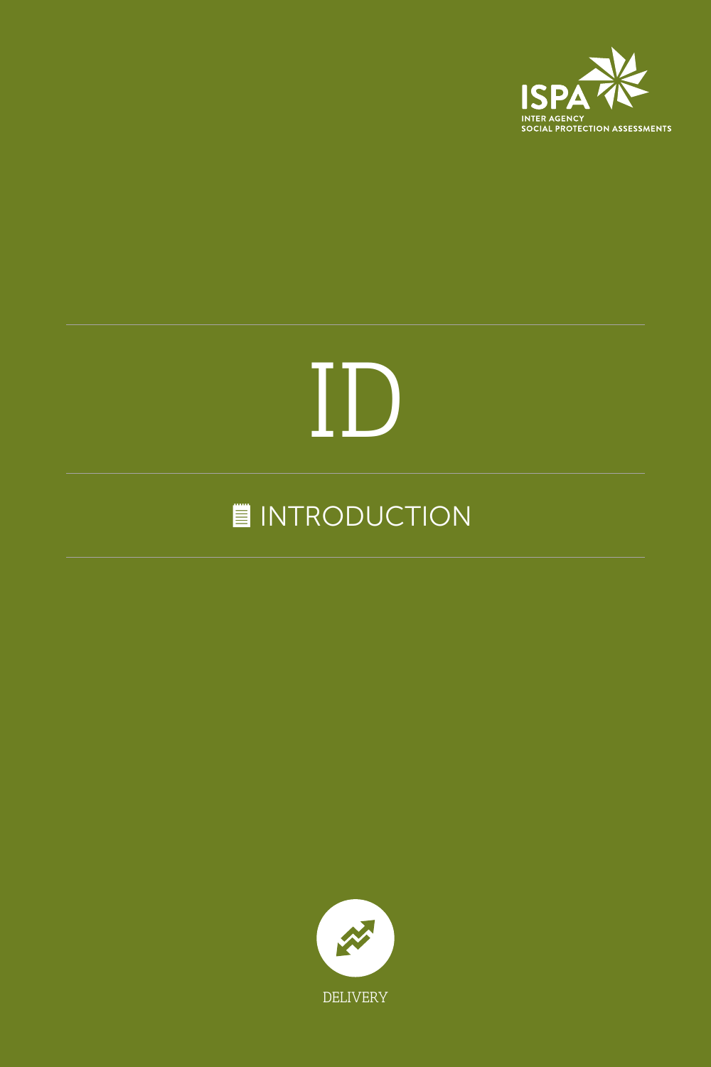ISPA

INTER AGENCY
SOCIAL PROTECTION ASSESSMENTS

# ID

## INTRODUCTION

DELIVERY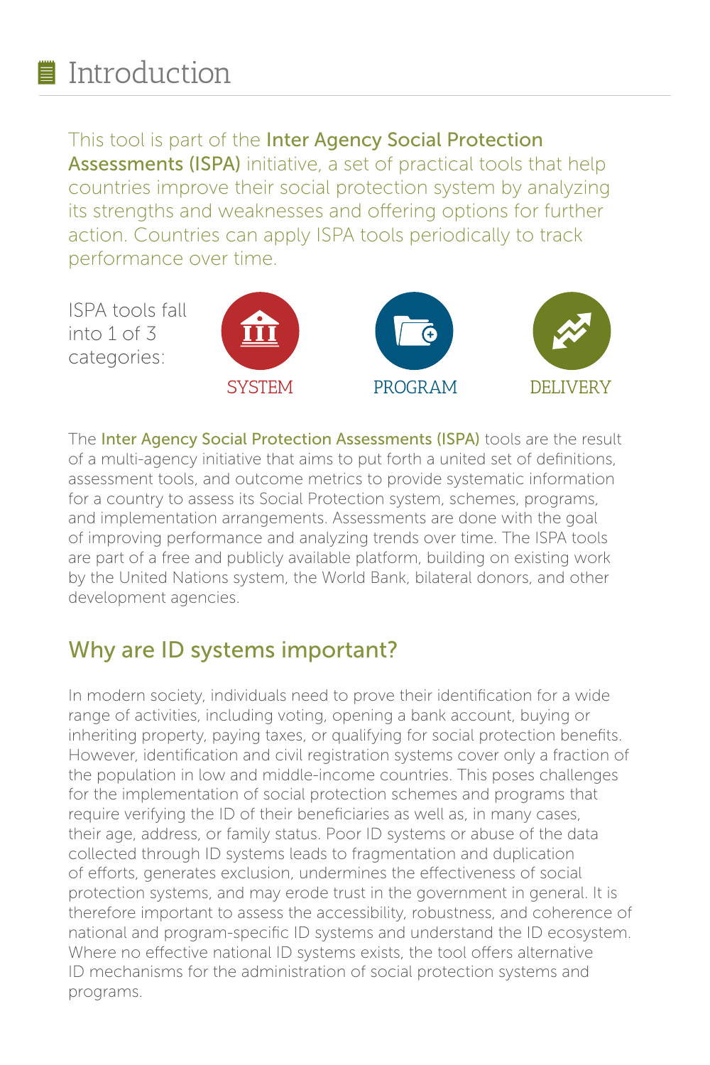# Introduction

This tool is part of the **Inter Agency Social Protection Assessments (ISPA)** initiative, a set of practical tools that help countries improve their social protection system by analyzing its strengths and weaknesses and offering options for further action. Countries can apply ISPA tools periodically to track performance over time.

ISPA tools fall into 1 of 3 categories:

SYSTEM

PROGRAM

DELIVERY

The **Inter Agency Social Protection Assessments (ISPA)** tools are the result of a multi-agency initiative that aims to put forth a united set of definitions, assessment tools, and outcome metrics to provide systematic information for a country to assess its Social Protection system, schemes, programs, and implementation arrangements. Assessments are done with the goal of improving performance and analyzing trends over time. The ISPA tools are part of a free and publicly available platform, building on existing work by the United Nations system, the World Bank, bilateral donors, and other development agencies.

## Why are ID systems important?

In modern society, individuals need to prove their identification for a wide range of activities, including voting, opening a bank account, buying or inheriting property, paying taxes, or qualifying for social protection benefits. However, identification and civil registration systems cover only a fraction of the population in low and middle-income countries. This poses challenges for the implementation of social protection schemes and programs that require verifying the ID of their beneficiaries as well as, in many cases, their age, address, or family status. Poor ID systems or abuse of the data collected through ID systems leads to fragmentation and duplication of efforts, generates exclusion, undermines the effectiveness of social protection systems, and may erode trust in the government in general. It is therefore important to assess the accessibility, robustness, and coherence of national and program-specific ID systems and understand the ID ecosystem. Where no effective national ID systems exists, the tool offers alternative ID mechanisms for the administration of social protection systems and programs.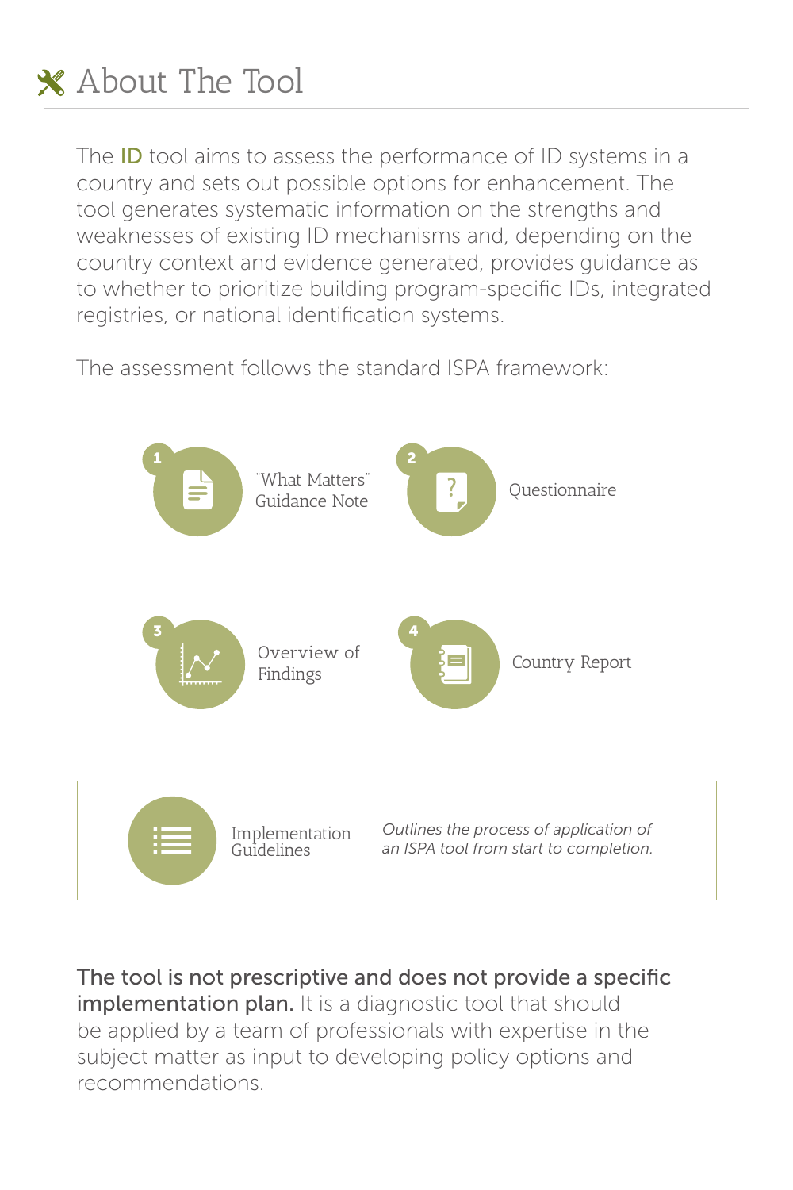# About The Tool

The ID tool aims to assess the performance of ID systems in a country and sets out possible options for enhancement. The tool generates systematic information on the strengths and weaknesses of existing ID mechanisms and, depending on the country context and evidence generated, provides guidance as to whether to prioritize building program-specific IDs, integrated registries, or national identification systems.

The assessment follows the standard ISPA framework:

1. "What Matters" Guidance Note
2. Questionnaire
3. Overview of Findings
4. Country Report

Implementation Guidelines — *Outlines the process of application of an ISPA tool from start to completion.*

**The tool is not prescriptive and does not provide a specific implementation plan.** It is a diagnostic tool that should be applied by a team of professionals with expertise in the subject matter as input to developing policy options and recommendations.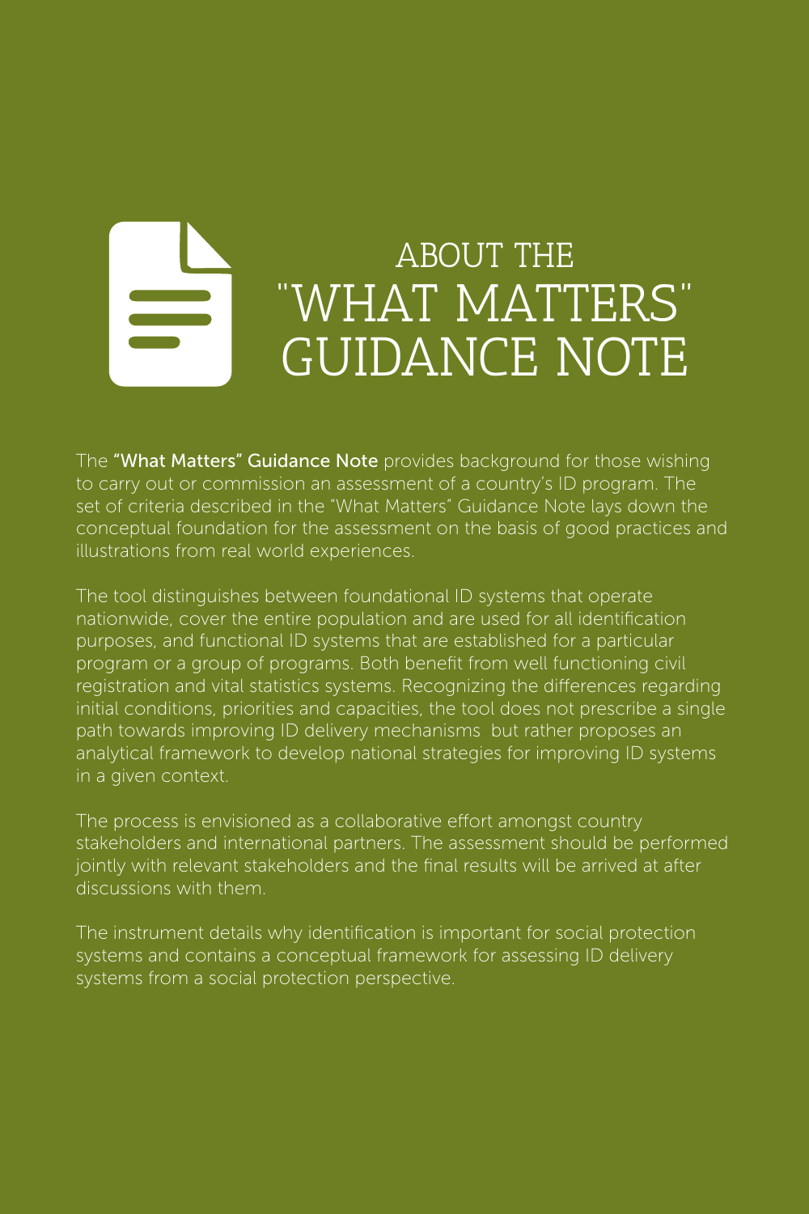# ABOUT THE "WHAT MATTERS" GUIDANCE NOTE

The **"What Matters" Guidance Note** provides background for those wishing to carry out or commission an assessment of a country's ID program. The set of criteria described in the "What Matters" Guidance Note lays down the conceptual foundation for the assessment on the basis of good practices and illustrations from real world experiences.

The tool distinguishes between foundational ID systems that operate nationwide, cover the entire population and are used for all identification purposes, and functional ID systems that are established for a particular program or a group of programs. Both benefit from well functioning civil registration and vital statistics systems. Recognizing the differences regarding initial conditions, priorities and capacities, the tool does not prescribe a single path towards improving ID delivery mechanisms but rather proposes an analytical framework to develop national strategies for improving ID systems in a given context.

The process is envisioned as a collaborative effort amongst country stakeholders and international partners. The assessment should be performed jointly with relevant stakeholders and the final results will be arrived at after discussions with them.

The instrument details why identification is important for social protection systems and contains a conceptual framework for assessing ID delivery systems from a social protection perspective.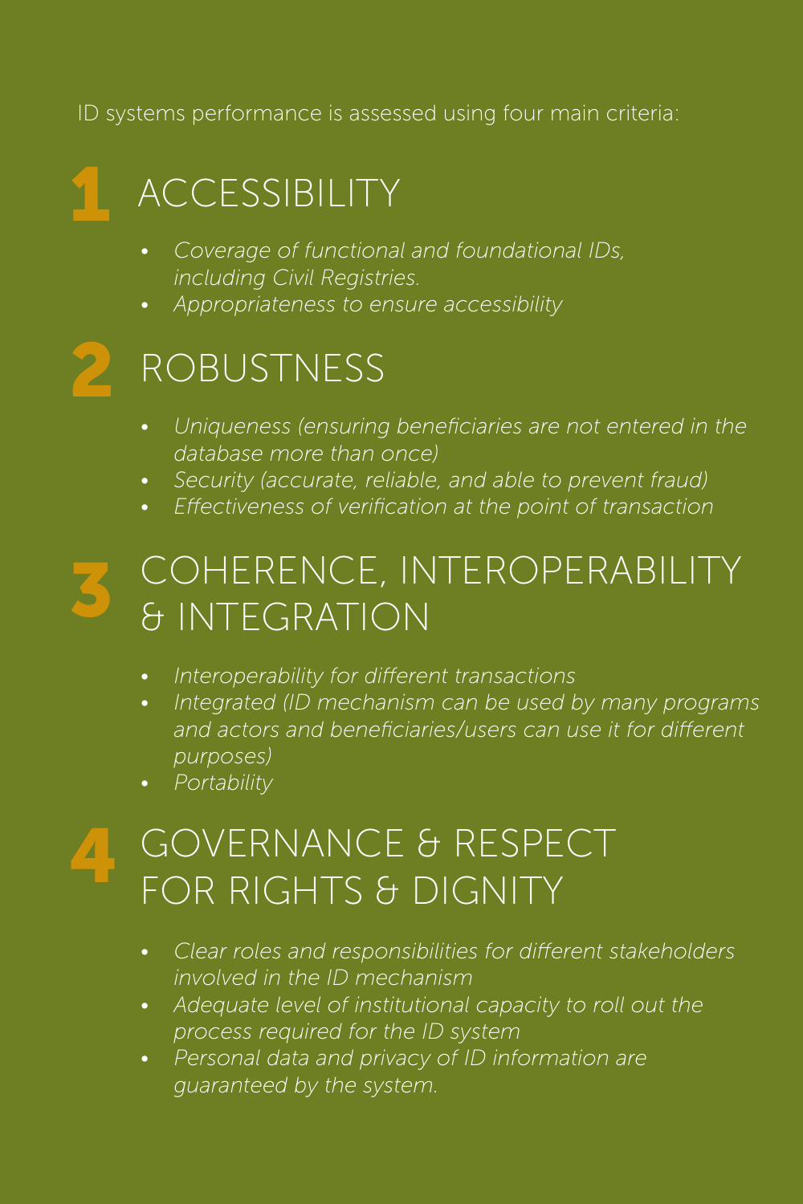ID systems performance is assessed using four main criteria:

## 1 ACCESSIBILITY

- *Coverage of functional and foundational IDs, including Civil Registries.*
- *Appropriateness to ensure accessibility*

## 2 ROBUSTNESS

- *Uniqueness (ensuring beneficiaries are not entered in the database more than once)*
- *Security (accurate, reliable, and able to prevent fraud)*
- *Effectiveness of verification at the point of transaction*

## 3 COHERENCE, INTEROPERABILITY & INTEGRATION

- *Interoperability for different transactions*
- *Integrated (ID mechanism can be used by many programs and actors and beneficiaries/users can use it for different purposes)*
- *Portability*

## 4 GOVERNANCE & RESPECT FOR RIGHTS & DIGNITY

- *Clear roles and responsibilities for different stakeholders involved in the ID mechanism*
- *Adequate level of institutional capacity to roll out the process required for the ID system*
- *Personal data and privacy of ID information are guaranteed by the system.*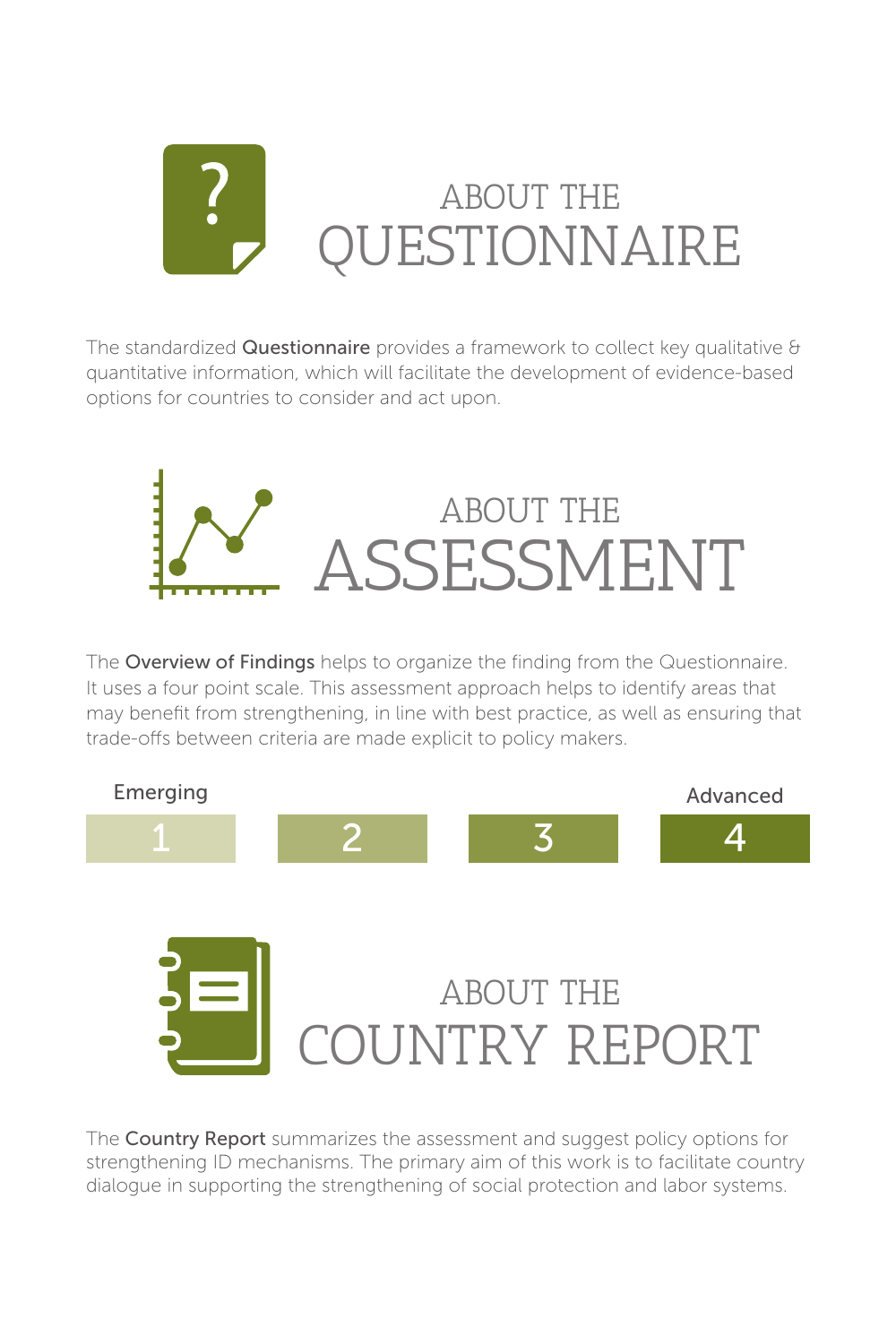# ABOUT THE QUESTIONNAIRE

The standardized **Questionnaire** provides a framework to collect key qualitative & quantitative information, which will facilitate the development of evidence-based options for countries to consider and act upon.

# ABOUT THE ASSESSMENT

The **Overview of Findings** helps to organize the finding from the Questionnaire. It uses a four point scale. This assessment approach helps to identify areas that may benefit from strengthening, in line with best practice, as well as ensuring that trade-offs between criteria are made explicit to policy makers.

| Emerging | | | Advanced |
|---|---|---|---|
| 1 | 2 | 3 | 4 |

# ABOUT THE COUNTRY REPORT

The **Country Report** summarizes the assessment and suggest policy options for strengthening ID mechanisms. The primary aim of this work is to facilitate country dialogue in supporting the strengthening of social protection and labor systems.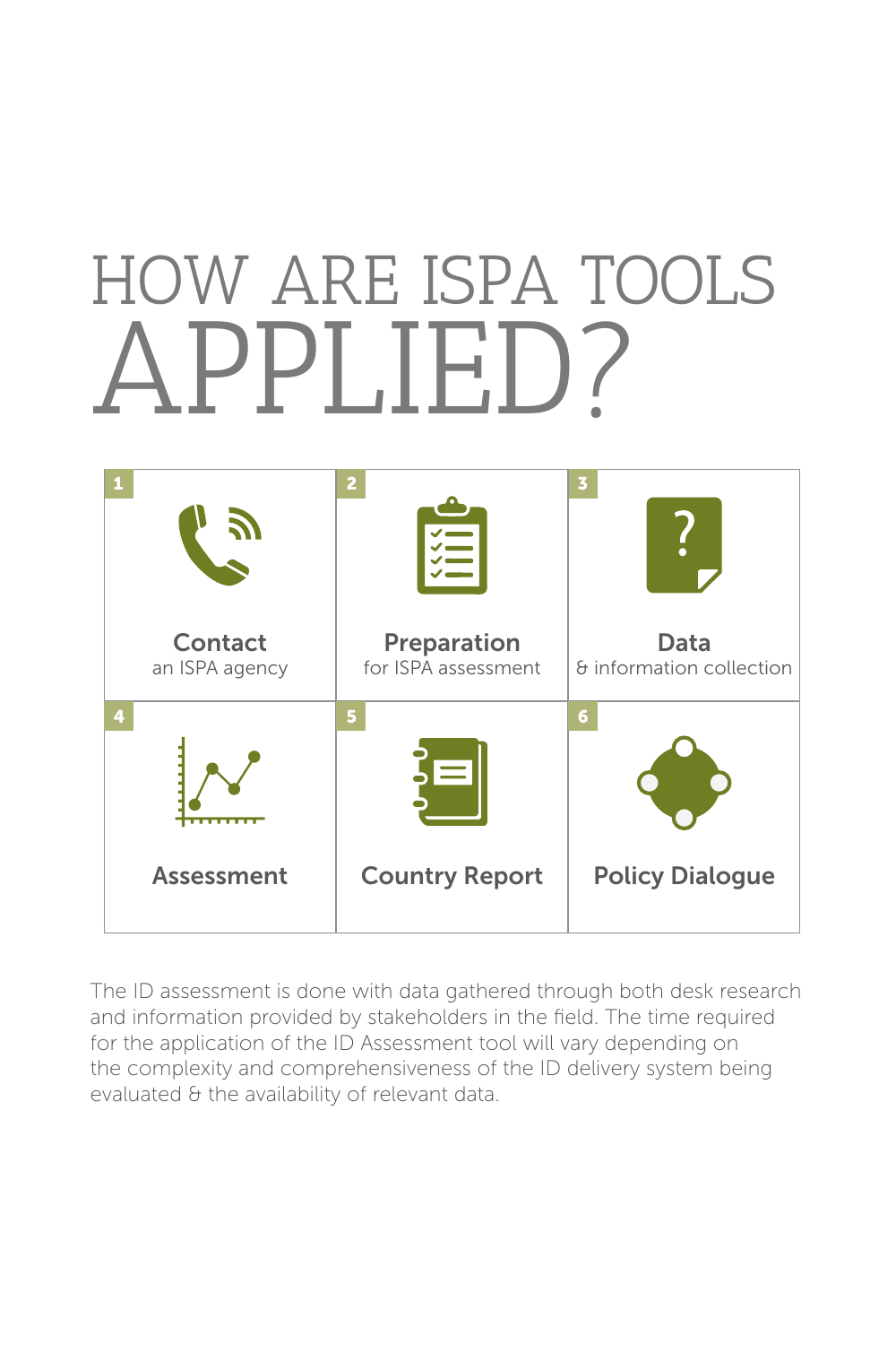# HOW ARE ISPA TOOLS APPLIED?

1. **Contact** an ISPA agency
2. **Preparation** for ISPA assessment
3. **Data** & information collection
4. **Assessment**
5. **Country Report**
6. **Policy Dialogue**

The ID assessment is done with data gathered through both desk research and information provided by stakeholders in the field. The time required for the application of the ID Assessment tool will vary depending on the complexity and comprehensiveness of the ID delivery system being evaluated & the availability of relevant data.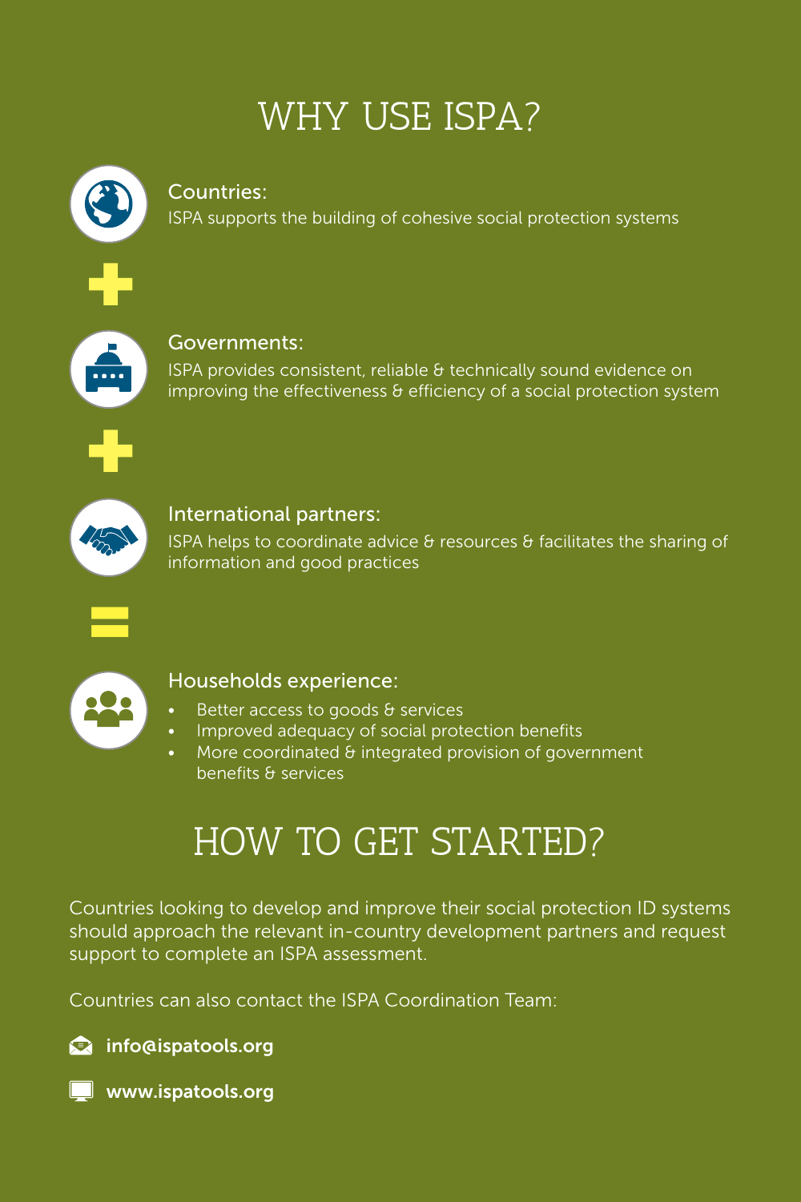# WHY USE ISPA?

**Countries:**
ISPA supports the building of cohesive social protection systems

+

**Governments:**
ISPA provides consistent, reliable & technically sound evidence on improving the effectiveness & efficiency of a social protection system

+

**International partners:**
ISPA helps to coordinate advice & resources & facilitates the sharing of information and good practices

=

**Households experience:**

- Better access to goods & services
- Improved adequacy of social protection benefits
- More coordinated & integrated provision of government benefits & services

# HOW TO GET STARTED?

Countries looking to develop and improve their social protection ID systems should approach the relevant in-country development partners and request support to complete an ISPA assessment.

Countries can also contact the ISPA Coordination Team:

**info@ispatools.org**

**www.ispatools.org**